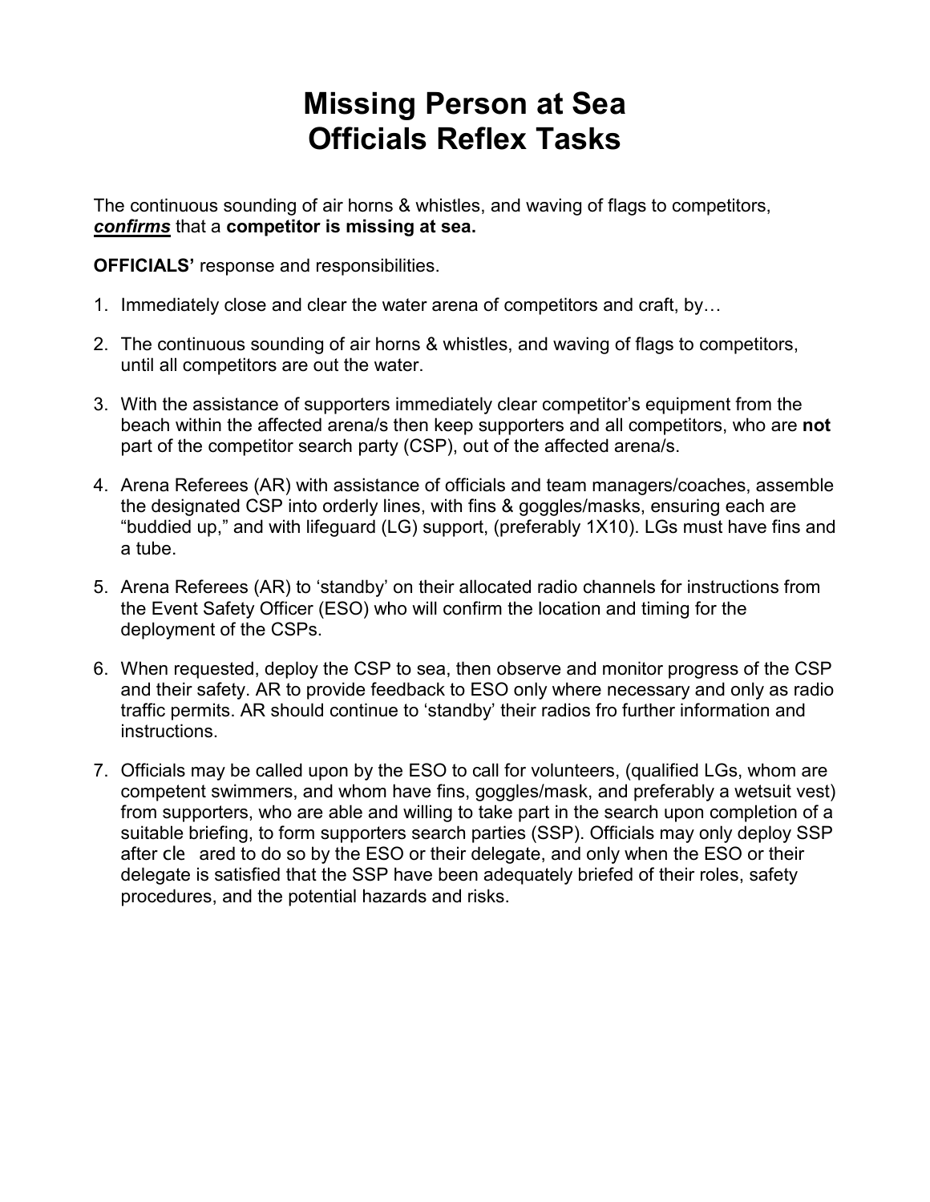# Missing Person at Sea
# Officials Reflex Tasks

The continuous sounding of air horns & whistles, and waving of flags to competitors, ***confirms*** that a **competitor is missing at sea.**

**OFFICIALS'** response and responsibilities.

1. Immediately close and clear the water arena of competitors and craft, by…
2. The continuous sounding of air horns & whistles, and waving of flags to competitors, until all competitors are out the water.
3. With the assistance of supporters immediately clear competitor's equipment from the beach within the affected arena/s then keep supporters and all competitors, who are **not** part of the competitor search party (CSP), out of the affected arena/s.
4. Arena Referees (AR) with assistance of officials and team managers/coaches, assemble the designated CSP into orderly lines, with fins & goggles/masks, ensuring each are "buddied up," and with lifeguard (LG) support, (preferably 1X10). LGs must have fins and a tube.
5. Arena Referees (AR) to 'standby' on their allocated radio channels for instructions from the Event Safety Officer (ESO) who will confirm the location and timing for the deployment of the CSPs.
6. When requested, deploy the CSP to sea, then observe and monitor progress of the CSP and their safety. AR to provide feedback to ESO only where necessary and only as radio traffic permits. AR should continue to 'standby' their radios fro further information and instructions.
7. Officials may be called upon by the ESO to call for volunteers, (qualified LGs, whom are competent swimmers, and whom have fins, goggles/mask, and preferably a wetsuit vest) from supporters, who are able and willing to take part in the search upon completion of a suitable briefing, to form supporters search parties (SSP). Officials may only deploy SSP after cle ared to do so by the ESO or their delegate, and only when the ESO or their delegate is satisfied that the SSP have been adequately briefed of their roles, safety procedures, and the potential hazards and risks.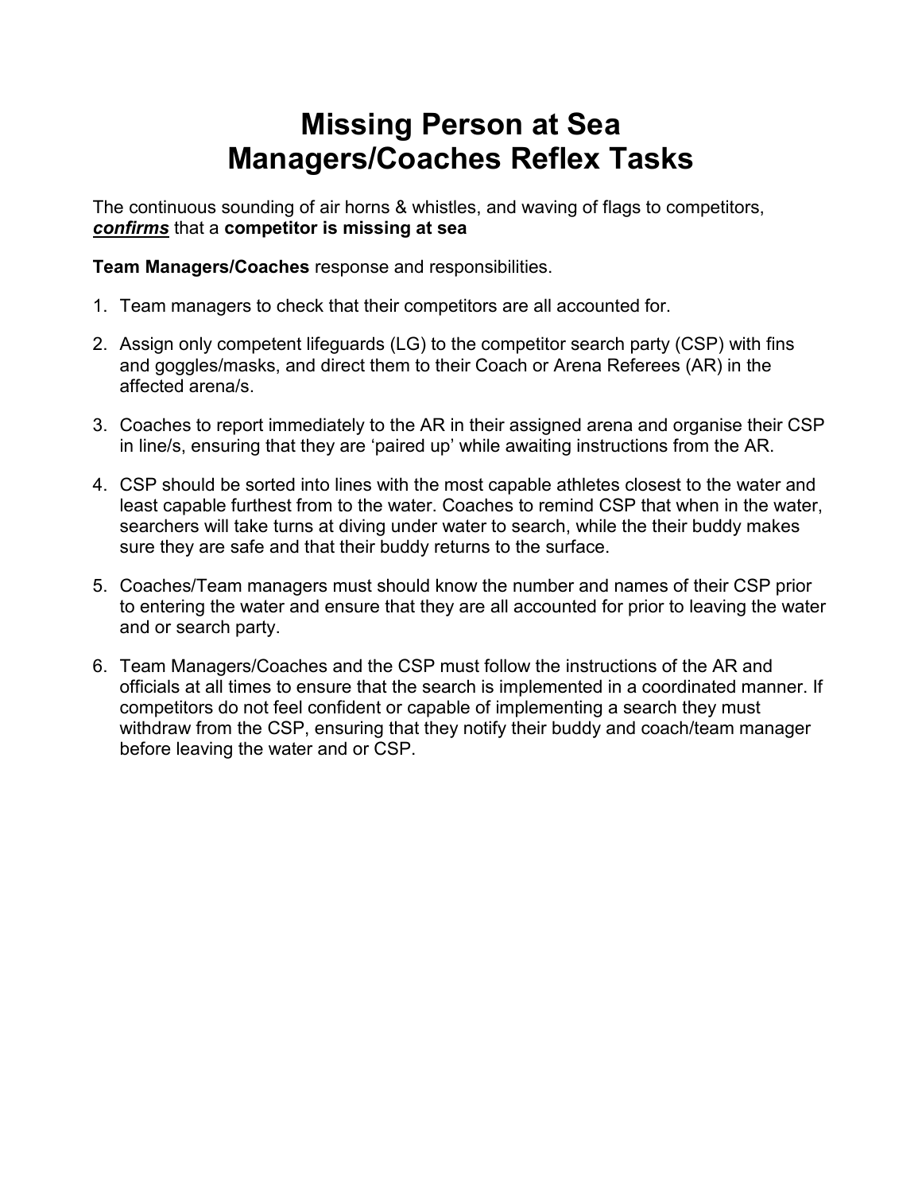# Missing Person at Sea
# Managers/Coaches Reflex Tasks

The continuous sounding of air horns & whistles, and waving of flags to competitors, ***confirms*** that a **competitor is missing at sea**

**Team Managers/Coaches** response and responsibilities.

1. Team managers to check that their competitors are all accounted for.
2. Assign only competent lifeguards (LG) to the competitor search party (CSP) with fins and goggles/masks, and direct them to their Coach or Arena Referees (AR) in the affected arena/s.
3. Coaches to report immediately to the AR in their assigned arena and organise their CSP in line/s, ensuring that they are 'paired up' while awaiting instructions from the AR.
4. CSP should be sorted into lines with the most capable athletes closest to the water and least capable furthest from to the water. Coaches to remind CSP that when in the water, searchers will take turns at diving under water to search, while the their buddy makes sure they are safe and that their buddy returns to the surface.
5. Coaches/Team managers must should know the number and names of their CSP prior to entering the water and ensure that they are all accounted for prior to leaving the water and or search party.
6. Team Managers/Coaches and the CSP must follow the instructions of the AR and officials at all times to ensure that the search is implemented in a coordinated manner. If competitors do not feel confident or capable of implementing a search they must withdraw from the CSP, ensuring that they notify their buddy and coach/team manager before leaving the water and or CSP.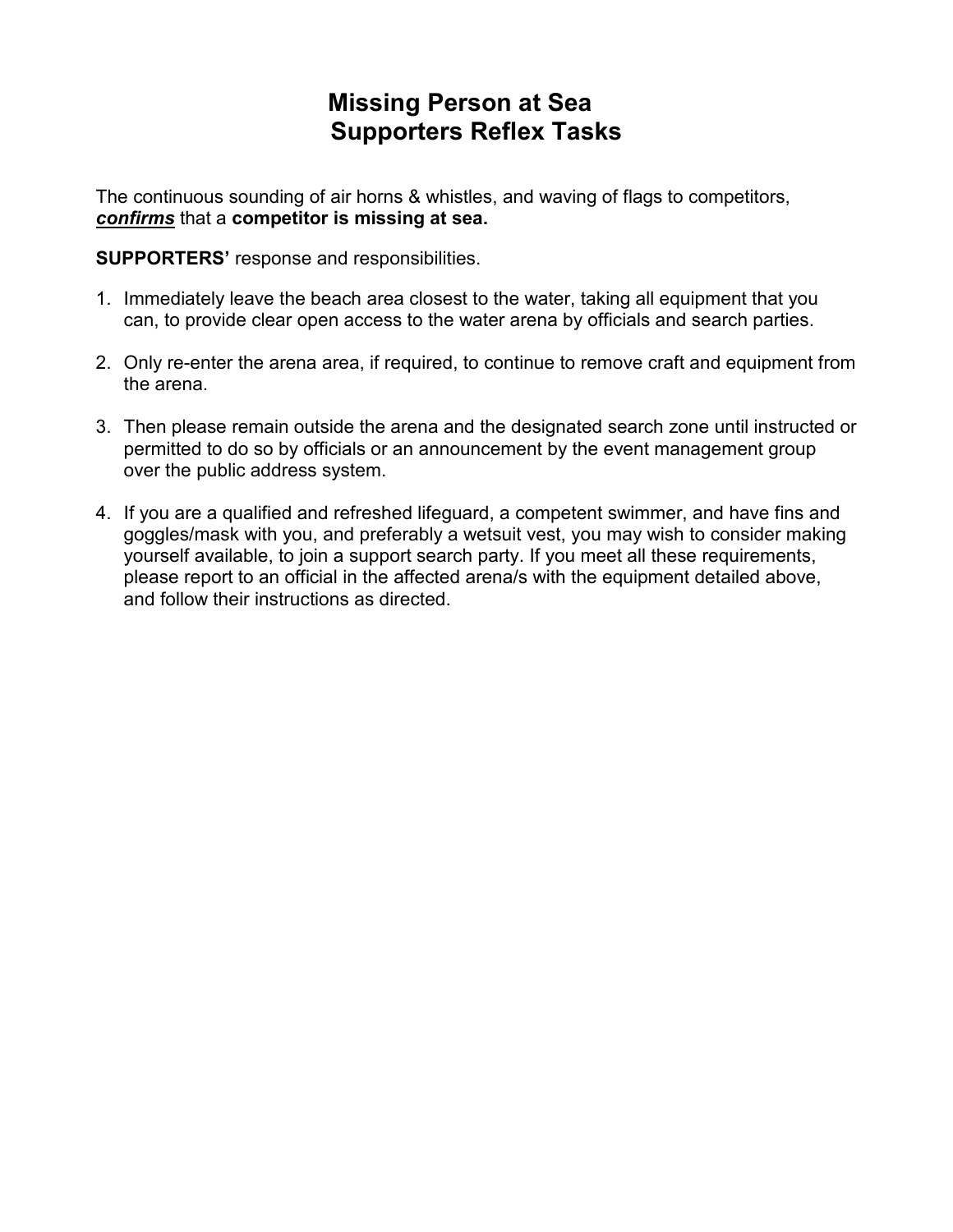# Missing Person at Sea
# Supporters Reflex Tasks

The continuous sounding of air horns & whistles, and waving of flags to competitors, ***confirms*** that a **competitor is missing at sea.**

**SUPPORTERS'** response and responsibilities.

1. Immediately leave the beach area closest to the water, taking all equipment that you can, to provide clear open access to the water arena by officials and search parties.

2. Only re-enter the arena area, if required, to continue to remove craft and equipment from the arena.

3. Then please remain outside the arena and the designated search zone until instructed or permitted to do so by officials or an announcement by the event management group over the public address system.

4. If you are a qualified and refreshed lifeguard, a competent swimmer, and have fins and goggles/mask with you, and preferably a wetsuit vest, you may wish to consider making yourself available, to join a support search party. If you meet all these requirements, please report to an official in the affected arena/s with the equipment detailed above, and follow their instructions as directed.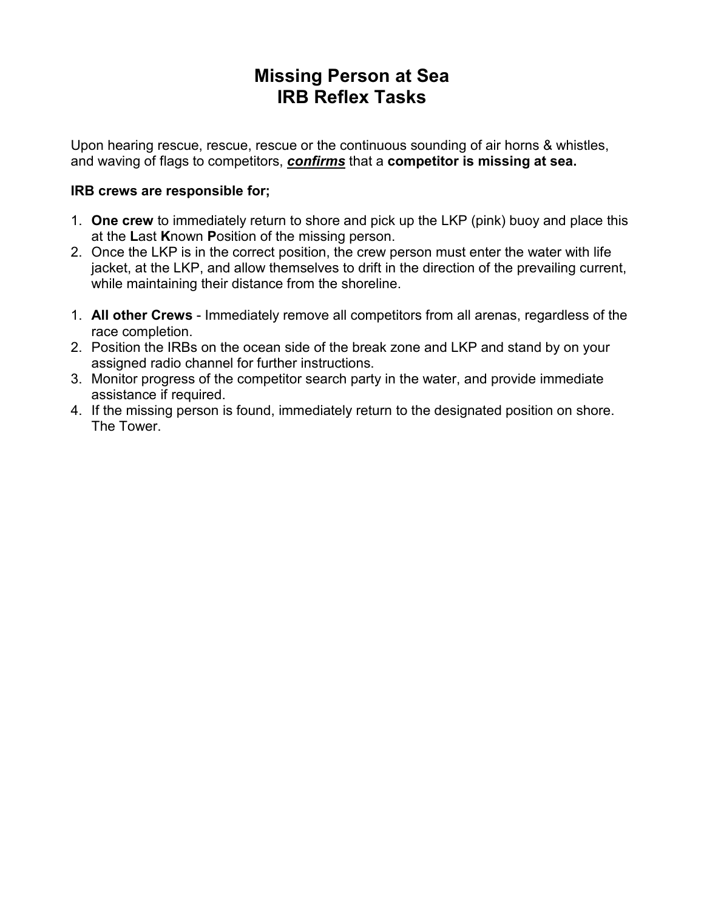# Missing Person at Sea
# IRB Reflex Tasks

Upon hearing rescue, rescue, rescue or the continuous sounding of air horns & whistles, and waving of flags to competitors, ***confirms*** that a **competitor is missing at sea.**

**IRB crews are responsible for;**

1. **One crew** to immediately return to shore and pick up the LKP (pink) buoy and place this at the **L**ast **K**nown **P**osition of the missing person.
2. Once the LKP is in the correct position, the crew person must enter the water with life jacket, at the LKP, and allow themselves to drift in the direction of the prevailing current, while maintaining their distance from the shoreline.

1. **All other Crews** - Immediately remove all competitors from all arenas, regardless of the race completion.
2. Position the IRBs on the ocean side of the break zone and LKP and stand by on your assigned radio channel for further instructions.
3. Monitor progress of the competitor search party in the water, and provide immediate assistance if required.
4. If the missing person is found, immediately return to the designated position on shore. The Tower.